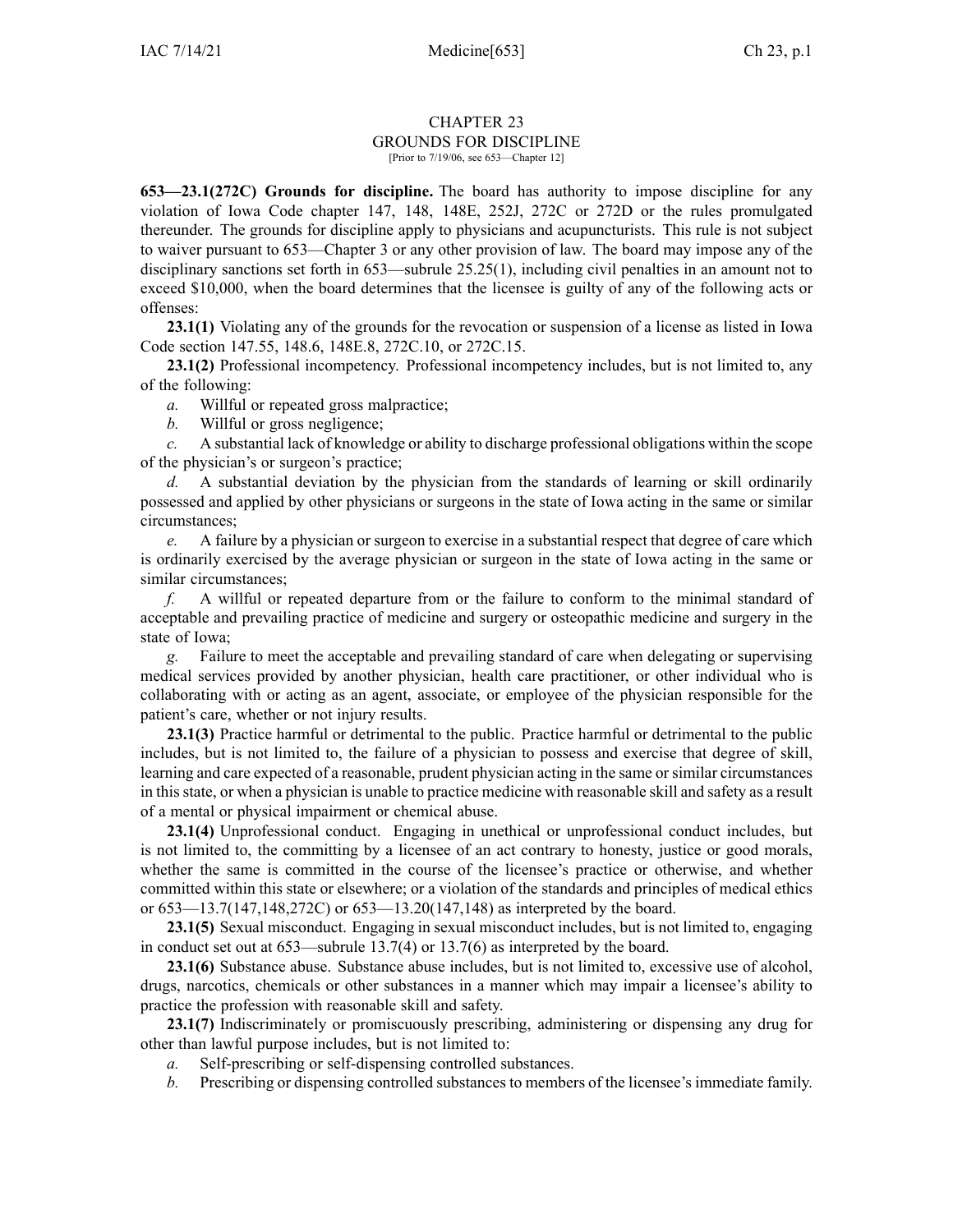# CHAPTER 23
## GROUNDS FOR DISCIPLINE
[Prior to 7/19/06, see 653—Chapter 12]

**653—23.1(272C) Grounds for discipline.** The board has authority to impose discipline for any violation of Iowa Code chapter 147, 148, 148E, 252J, 272C or 272D or the rules promulgated thereunder. The grounds for discipline apply to physicians and acupuncturists. This rule is not subject to waiver pursuant to 653—Chapter 3 or any other provision of law. The board may impose any of the disciplinary sanctions set forth in 653—subrule 25.25(1), including civil penalties in an amount not to exceed $10,000, when the board determines that the licensee is guilty of any of the following acts or offenses:

**23.1(1)** Violating any of the grounds for the revocation or suspension of a license as listed in Iowa Code section 147.55, 148.6, 148E.8, 272C.10, or 272C.15.

**23.1(2)** Professional incompetency. Professional incompetency includes, but is not limited to, any of the following:

*a.* Willful or repeated gross malpractice;

*b.* Willful or gross negligence;

*c.* A substantial lack of knowledge or ability to discharge professional obligations within the scope of the physician's or surgeon's practice;

*d.* A substantial deviation by the physician from the standards of learning or skill ordinarily possessed and applied by other physicians or surgeons in the state of Iowa acting in the same or similar circumstances;

*e.* A failure by a physician or surgeon to exercise in a substantial respect that degree of care which is ordinarily exercised by the average physician or surgeon in the state of Iowa acting in the same or similar circumstances;

*f.* A willful or repeated departure from or the failure to conform to the minimal standard of acceptable and prevailing practice of medicine and surgery or osteopathic medicine and surgery in the state of Iowa;

*g.* Failure to meet the acceptable and prevailing standard of care when delegating or supervising medical services provided by another physician, health care practitioner, or other individual who is collaborating with or acting as an agent, associate, or employee of the physician responsible for the patient's care, whether or not injury results.

**23.1(3)** Practice harmful or detrimental to the public. Practice harmful or detrimental to the public includes, but is not limited to, the failure of a physician to possess and exercise that degree of skill, learning and care expected of a reasonable, prudent physician acting in the same or similar circumstances in this state, or when a physician is unable to practice medicine with reasonable skill and safety as a result of a mental or physical impairment or chemical abuse.

**23.1(4)** Unprofessional conduct. Engaging in unethical or unprofessional conduct includes, but is not limited to, the committing by a licensee of an act contrary to honesty, justice or good morals, whether the same is committed in the course of the licensee's practice or otherwise, and whether committed within this state or elsewhere; or a violation of the standards and principles of medical ethics or 653—13.7(147,148,272C) or 653—13.20(147,148) as interpreted by the board.

**23.1(5)** Sexual misconduct. Engaging in sexual misconduct includes, but is not limited to, engaging in conduct set out at 653—subrule 13.7(4) or 13.7(6) as interpreted by the board.

**23.1(6)** Substance abuse. Substance abuse includes, but is not limited to, excessive use of alcohol, drugs, narcotics, chemicals or other substances in a manner which may impair a licensee's ability to practice the profession with reasonable skill and safety.

**23.1(7)** Indiscriminately or promiscuously prescribing, administering or dispensing any drug for other than lawful purpose includes, but is not limited to:

*a.* Self-prescribing or self-dispensing controlled substances.

*b.* Prescribing or dispensing controlled substances to members of the licensee's immediate family.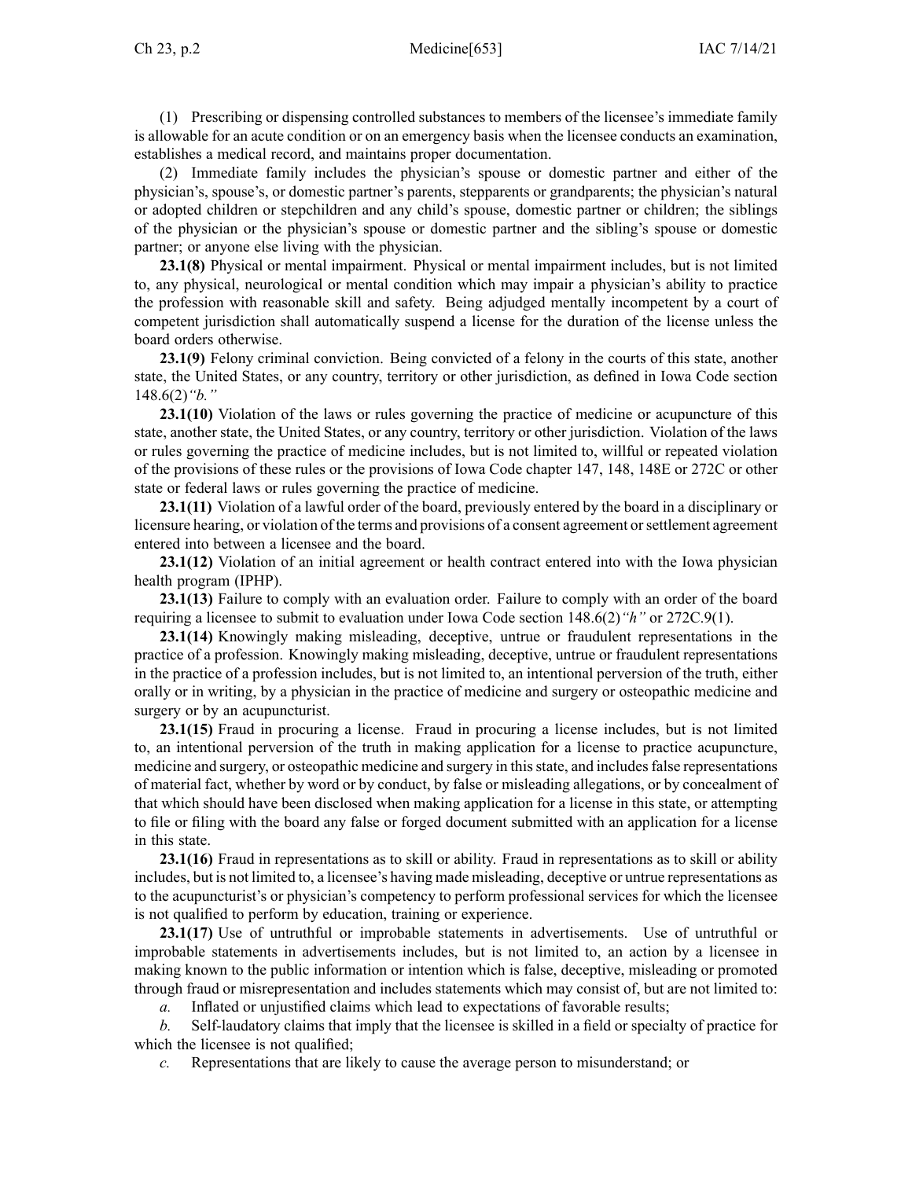(1) Prescribing or dispensing controlled substances to members of the licensee's immediate family is allowable for an acute condition or on an emergency basis when the licensee conducts an examination, establishes a medical record, and maintains proper documentation.

(2) Immediate family includes the physician's spouse or domestic partner and either of the physician's, spouse's, or domestic partner's parents, stepparents or grandparents; the physician's natural or adopted children or stepchildren and any child's spouse, domestic partner or children; the siblings of the physician or the physician's spouse or domestic partner and the sibling's spouse or domestic partner; or anyone else living with the physician.

**23.1(8)** Physical or mental impairment. Physical or mental impairment includes, but is not limited to, any physical, neurological or mental condition which may impair a physician's ability to practice the profession with reasonable skill and safety. Being adjudged mentally incompetent by a court of competent jurisdiction shall automatically suspend a license for the duration of the license unless the board orders otherwise.

**23.1(9)** Felony criminal conviction. Being convicted of a felony in the courts of this state, another state, the United States, or any country, territory or other jurisdiction, as defined in Iowa Code section 148.6(2)*"b."*

**23.1(10)** Violation of the laws or rules governing the practice of medicine or acupuncture of this state, another state, the United States, or any country, territory or other jurisdiction. Violation of the laws or rules governing the practice of medicine includes, but is not limited to, willful or repeated violation of the provisions of these rules or the provisions of Iowa Code chapter 147, 148, 148E or 272C or other state or federal laws or rules governing the practice of medicine.

**23.1(11)** Violation of a lawful order of the board, previously entered by the board in a disciplinary or licensure hearing, or violation of the terms and provisions of a consent agreement or settlement agreement entered into between a licensee and the board.

**23.1(12)** Violation of an initial agreement or health contract entered into with the Iowa physician health program (IPHP).

**23.1(13)** Failure to comply with an evaluation order. Failure to comply with an order of the board requiring a licensee to submit to evaluation under Iowa Code section 148.6(2)*"h"* or 272C.9(1).

**23.1(14)** Knowingly making misleading, deceptive, untrue or fraudulent representations in the practice of a profession. Knowingly making misleading, deceptive, untrue or fraudulent representations in the practice of a profession includes, but is not limited to, an intentional perversion of the truth, either orally or in writing, by a physician in the practice of medicine and surgery or osteopathic medicine and surgery or by an acupuncturist.

**23.1(15)** Fraud in procuring a license. Fraud in procuring a license includes, but is not limited to, an intentional perversion of the truth in making application for a license to practice acupuncture, medicine and surgery, or osteopathic medicine and surgery in this state, and includes false representations of material fact, whether by word or by conduct, by false or misleading allegations, or by concealment of that which should have been disclosed when making application for a license in this state, or attempting to file or filing with the board any false or forged document submitted with an application for a license in this state.

**23.1(16)** Fraud in representations as to skill or ability. Fraud in representations as to skill or ability includes, but is not limited to, a licensee's having made misleading, deceptive or untrue representations as to the acupuncturist's or physician's competency to perform professional services for which the licensee is not qualified to perform by education, training or experience.

**23.1(17)** Use of untruthful or improbable statements in advertisements. Use of untruthful or improbable statements in advertisements includes, but is not limited to, an action by a licensee in making known to the public information or intention which is false, deceptive, misleading or promoted through fraud or misrepresentation and includes statements which may consist of, but are not limited to:

*a.* Inflated or unjustified claims which lead to expectations of favorable results;

*b.* Self-laudatory claims that imply that the licensee is skilled in a field or specialty of practice for which the licensee is not qualified;

*c.* Representations that are likely to cause the average person to misunderstand; or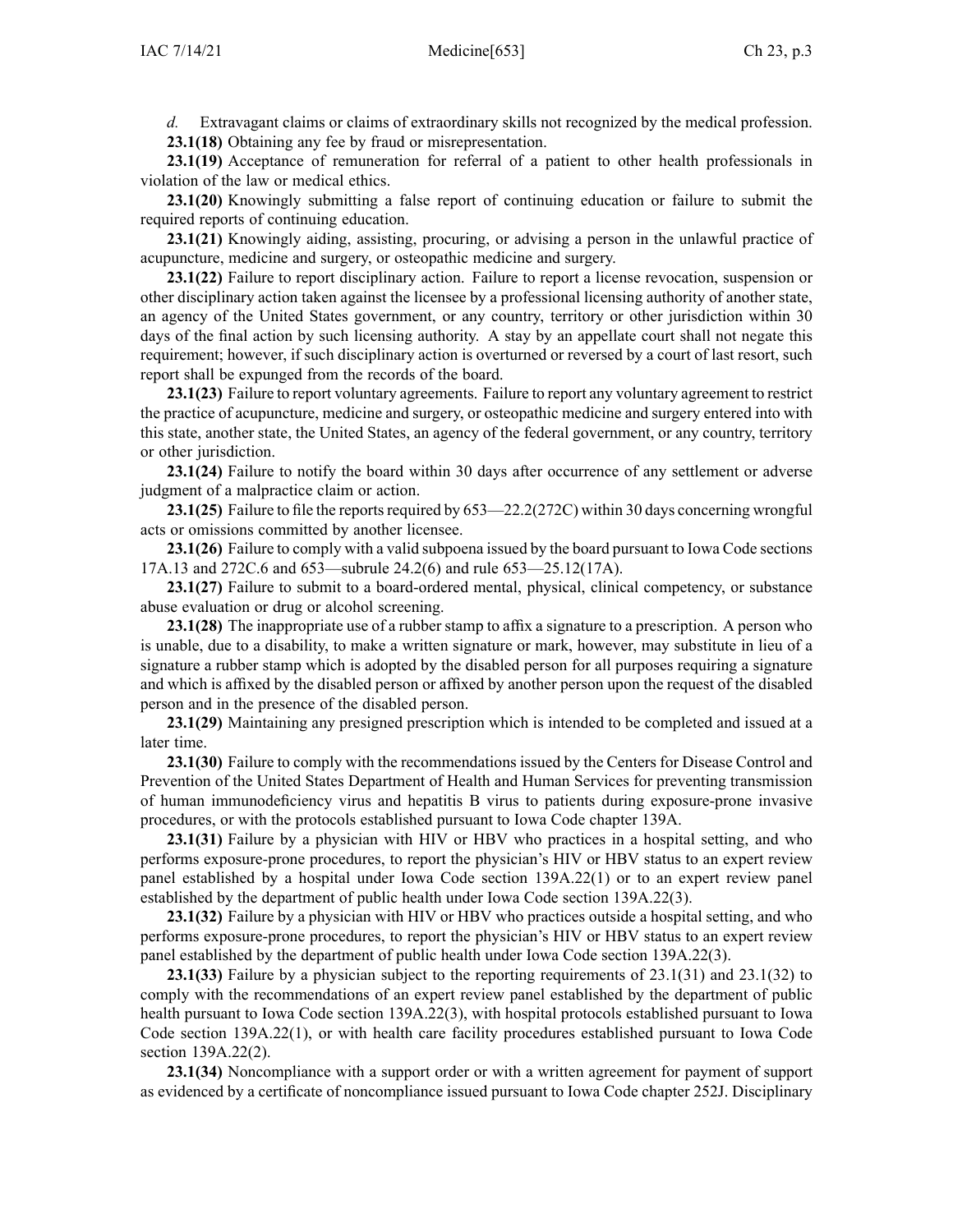*d.* Extravagant claims or claims of extraordinary skills not recognized by the medical profession.

**23.1(18)** Obtaining any fee by fraud or misrepresentation.

**23.1(19)** Acceptance of remuneration for referral of a patient to other health professionals in violation of the law or medical ethics.

**23.1(20)** Knowingly submitting a false report of continuing education or failure to submit the required reports of continuing education.

**23.1(21)** Knowingly aiding, assisting, procuring, or advising a person in the unlawful practice of acupuncture, medicine and surgery, or osteopathic medicine and surgery.

**23.1(22)** Failure to report disciplinary action. Failure to report a license revocation, suspension or other disciplinary action taken against the licensee by a professional licensing authority of another state, an agency of the United States government, or any country, territory or other jurisdiction within 30 days of the final action by such licensing authority. A stay by an appellate court shall not negate this requirement; however, if such disciplinary action is overturned or reversed by a court of last resort, such report shall be expunged from the records of the board.

**23.1(23)** Failure to report voluntary agreements. Failure to report any voluntary agreement to restrict the practice of acupuncture, medicine and surgery, or osteopathic medicine and surgery entered into with this state, another state, the United States, an agency of the federal government, or any country, territory or other jurisdiction.

**23.1(24)** Failure to notify the board within 30 days after occurrence of any settlement or adverse judgment of a malpractice claim or action.

**23.1(25)** Failure to file the reports required by 653—22.2(272C) within 30 days concerning wrongful acts or omissions committed by another licensee.

**23.1(26)** Failure to comply with a valid subpoena issued by the board pursuant to Iowa Code sections 17A.13 and 272C.6 and 653—subrule 24.2(6) and rule 653—25.12(17A).

**23.1(27)** Failure to submit to a board-ordered mental, physical, clinical competency, or substance abuse evaluation or drug or alcohol screening.

**23.1(28)** The inappropriate use of a rubber stamp to affix a signature to a prescription. A person who is unable, due to a disability, to make a written signature or mark, however, may substitute in lieu of a signature a rubber stamp which is adopted by the disabled person for all purposes requiring a signature and which is affixed by the disabled person or affixed by another person upon the request of the disabled person and in the presence of the disabled person.

**23.1(29)** Maintaining any presigned prescription which is intended to be completed and issued at a later time.

**23.1(30)** Failure to comply with the recommendations issued by the Centers for Disease Control and Prevention of the United States Department of Health and Human Services for preventing transmission of human immunodeficiency virus and hepatitis B virus to patients during exposure-prone invasive procedures, or with the protocols established pursuant to Iowa Code chapter 139A.

**23.1(31)** Failure by a physician with HIV or HBV who practices in a hospital setting, and who performs exposure-prone procedures, to report the physician's HIV or HBV status to an expert review panel established by a hospital under Iowa Code section 139A.22(1) or to an expert review panel established by the department of public health under Iowa Code section 139A.22(3).

**23.1(32)** Failure by a physician with HIV or HBV who practices outside a hospital setting, and who performs exposure-prone procedures, to report the physician's HIV or HBV status to an expert review panel established by the department of public health under Iowa Code section 139A.22(3).

**23.1(33)** Failure by a physician subject to the reporting requirements of 23.1(31) and 23.1(32) to comply with the recommendations of an expert review panel established by the department of public health pursuant to Iowa Code section 139A.22(3), with hospital protocols established pursuant to Iowa Code section 139A.22(1), or with health care facility procedures established pursuant to Iowa Code section 139A.22(2).

**23.1(34)** Noncompliance with a support order or with a written agreement for payment of support as evidenced by a certificate of noncompliance issued pursuant to Iowa Code chapter 252J. Disciplinary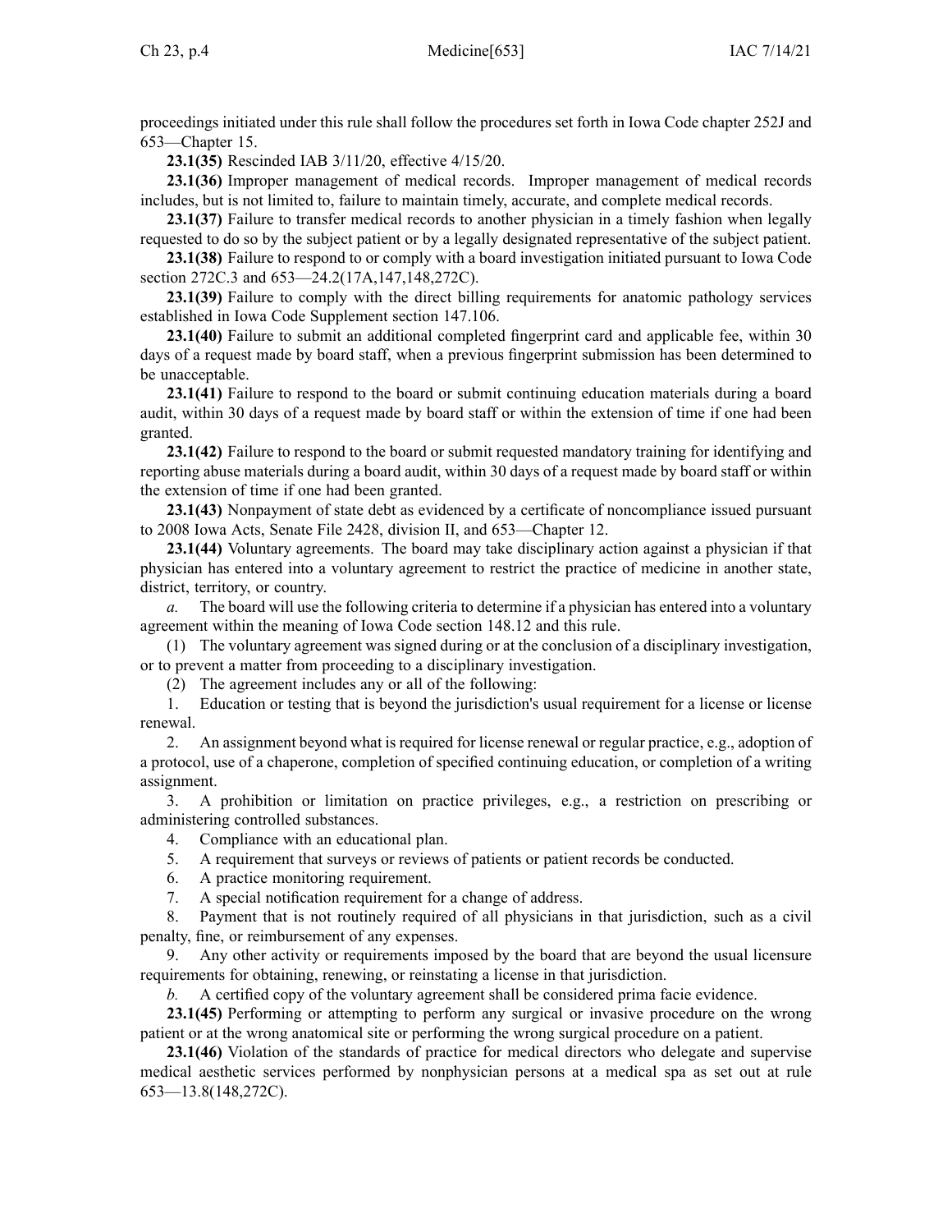proceedings initiated under this rule shall follow the procedures set forth in Iowa Code chapter 252J and 653—Chapter 15.

**23.1(35)** Rescinded IAB 3/11/20, effective 4/15/20.

**23.1(36)** Improper management of medical records. Improper management of medical records includes, but is not limited to, failure to maintain timely, accurate, and complete medical records.

**23.1(37)** Failure to transfer medical records to another physician in a timely fashion when legally requested to do so by the subject patient or by a legally designated representative of the subject patient.

**23.1(38)** Failure to respond to or comply with a board investigation initiated pursuant to Iowa Code section 272C.3 and 653—24.2(17A,147,148,272C).

**23.1(39)** Failure to comply with the direct billing requirements for anatomic pathology services established in Iowa Code Supplement section 147.106.

**23.1(40)** Failure to submit an additional completed fingerprint card and applicable fee, within 30 days of a request made by board staff, when a previous fingerprint submission has been determined to be unacceptable.

**23.1(41)** Failure to respond to the board or submit continuing education materials during a board audit, within 30 days of a request made by board staff or within the extension of time if one had been granted.

**23.1(42)** Failure to respond to the board or submit requested mandatory training for identifying and reporting abuse materials during a board audit, within 30 days of a request made by board staff or within the extension of time if one had been granted.

**23.1(43)** Nonpayment of state debt as evidenced by a certificate of noncompliance issued pursuant to 2008 Iowa Acts, Senate File 2428, division II, and 653—Chapter 12.

**23.1(44)** Voluntary agreements. The board may take disciplinary action against a physician if that physician has entered into a voluntary agreement to restrict the practice of medicine in another state, district, territory, or country.

*a.* The board will use the following criteria to determine if a physician has entered into a voluntary agreement within the meaning of Iowa Code section 148.12 and this rule.

(1) The voluntary agreement was signed during or at the conclusion of a disciplinary investigation, or to prevent a matter from proceeding to a disciplinary investigation.

(2) The agreement includes any or all of the following:

1. Education or testing that is beyond the jurisdiction's usual requirement for a license or license renewal.

2. An assignment beyond what is required for license renewal or regular practice, e.g., adoption of a protocol, use of a chaperone, completion of specified continuing education, or completion of a writing assignment.

3. A prohibition or limitation on practice privileges, e.g., a restriction on prescribing or administering controlled substances.

4. Compliance with an educational plan.

5. A requirement that surveys or reviews of patients or patient records be conducted.

6. A practice monitoring requirement.

7. A special notification requirement for a change of address.

8. Payment that is not routinely required of all physicians in that jurisdiction, such as a civil penalty, fine, or reimbursement of any expenses.

9. Any other activity or requirements imposed by the board that are beyond the usual licensure requirements for obtaining, renewing, or reinstating a license in that jurisdiction.

*b.* A certified copy of the voluntary agreement shall be considered prima facie evidence.

**23.1(45)** Performing or attempting to perform any surgical or invasive procedure on the wrong patient or at the wrong anatomical site or performing the wrong surgical procedure on a patient.

**23.1(46)** Violation of the standards of practice for medical directors who delegate and supervise medical aesthetic services performed by nonphysician persons at a medical spa as set out at rule 653—13.8(148,272C).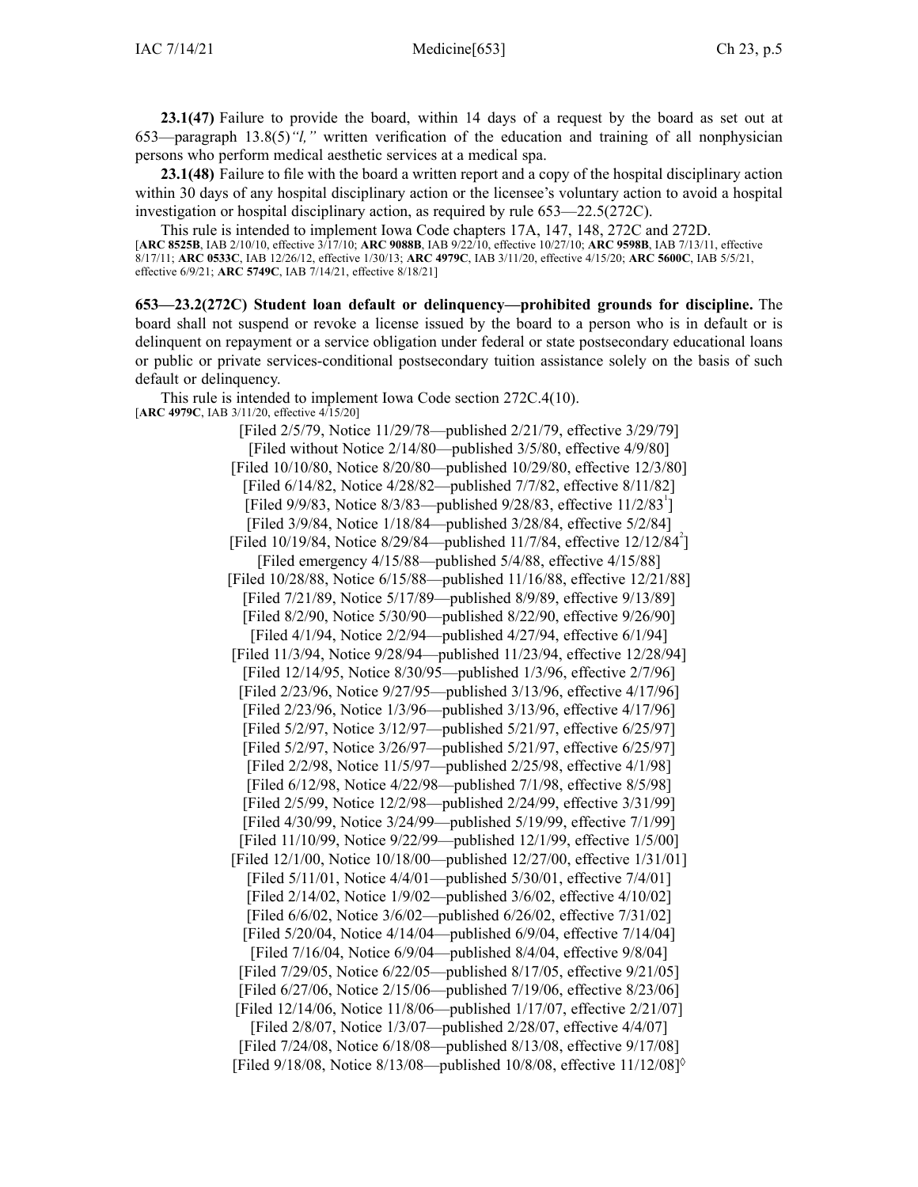**23.1(47)** Failure to provide the board, within 14 days of a request by the board as set out at 653—paragraph 13.8(5)*"l,"* written verification of the education and training of all nonphysician persons who perform medical aesthetic services at a medical spa.

**23.1(48)** Failure to file with the board a written report and a copy of the hospital disciplinary action within 30 days of any hospital disciplinary action or the licensee's voluntary action to avoid a hospital investigation or hospital disciplinary action, as required by rule 653—22.5(272C).

This rule is intended to implement Iowa Code chapters 17A, 147, 148, 272C and 272D.
[**ARC 8525B**, IAB 2/10/10, effective 3/17/10; **ARC 9088B**, IAB 9/22/10, effective 10/27/10; **ARC 9598B**, IAB 7/13/11, effective 8/17/11; **ARC 0533C**, IAB 12/26/12, effective 1/30/13; **ARC 4979C**, IAB 3/11/20, effective 4/15/20; **ARC 5600C**, IAB 5/5/21, effective 6/9/21; **ARC 5749C**, IAB 7/14/21, effective 8/18/21]

**653—23.2(272C) Student loan default or delinquency—prohibited grounds for discipline.** The board shall not suspend or revoke a license issued by the board to a person who is in default or is delinquent on repayment or a service obligation under federal or state postsecondary educational loans or public or private services-conditional postsecondary tuition assistance solely on the basis of such default or delinquency.

This rule is intended to implement Iowa Code section 272C.4(10).
[**ARC 4979C**, IAB 3/11/20, effective 4/15/20]

[Filed 2/5/79, Notice 11/29/78—published 2/21/79, effective 3/29/79]
[Filed without Notice 2/14/80—published 3/5/80, effective 4/9/80]
[Filed 10/10/80, Notice 8/20/80—published 10/29/80, effective 12/3/80]
[Filed 6/14/82, Notice 4/28/82—published 7/7/82, effective 8/11/82]
[Filed 9/9/83, Notice 8/3/83—published 9/28/83, effective 11/2/83[1]]
[Filed 3/9/84, Notice 1/18/84—published 3/28/84, effective 5/2/84]
[Filed 10/19/84, Notice 8/29/84—published 11/7/84, effective 12/12/84[2]]
[Filed emergency 4/15/88—published 5/4/88, effective 4/15/88]
[Filed 10/28/88, Notice 6/15/88—published 11/16/88, effective 12/21/88]
[Filed 7/21/89, Notice 5/17/89—published 8/9/89, effective 9/13/89]
[Filed 8/2/90, Notice 5/30/90—published 8/22/90, effective 9/26/90]
[Filed 4/1/94, Notice 2/2/94—published 4/27/94, effective 6/1/94]
[Filed 11/3/94, Notice 9/28/94—published 11/23/94, effective 12/28/94]
[Filed 12/14/95, Notice 8/30/95—published 1/3/96, effective 2/7/96]
[Filed 2/23/96, Notice 9/27/95—published 3/13/96, effective 4/17/96]
[Filed 2/23/96, Notice 1/3/96—published 3/13/96, effective 4/17/96]
[Filed 5/2/97, Notice 3/12/97—published 5/21/97, effective 6/25/97]
[Filed 5/2/97, Notice 3/26/97—published 5/21/97, effective 6/25/97]
[Filed 2/2/98, Notice 11/5/97—published 2/25/98, effective 4/1/98]
[Filed 6/12/98, Notice 4/22/98—published 7/1/98, effective 8/5/98]
[Filed 2/5/99, Notice 12/2/98—published 2/24/99, effective 3/31/99]
[Filed 4/30/99, Notice 3/24/99—published 5/19/99, effective 7/1/99]
[Filed 11/10/99, Notice 9/22/99—published 12/1/99, effective 1/5/00]
[Filed 12/1/00, Notice 10/18/00—published 12/27/00, effective 1/31/01]
[Filed 5/11/01, Notice 4/4/01—published 5/30/01, effective 7/4/01]
[Filed 2/14/02, Notice 1/9/02—published 3/6/02, effective 4/10/02]
[Filed 6/6/02, Notice 3/6/02—published 6/26/02, effective 7/31/02]
[Filed 5/20/04, Notice 4/14/04—published 6/9/04, effective 7/14/04]
[Filed 7/16/04, Notice 6/9/04—published 8/4/04, effective 9/8/04]
[Filed 7/29/05, Notice 6/22/05—published 8/17/05, effective 9/21/05]
[Filed 6/27/06, Notice 2/15/06—published 7/19/06, effective 8/23/06]
[Filed 12/14/06, Notice 11/8/06—published 1/17/07, effective 2/21/07]
[Filed 2/8/07, Notice 1/3/07—published 2/28/07, effective 4/4/07]
[Filed 7/24/08, Notice 6/18/08—published 8/13/08, effective 9/17/08]
[Filed 9/18/08, Notice 8/13/08—published 10/8/08, effective 11/12/08]◊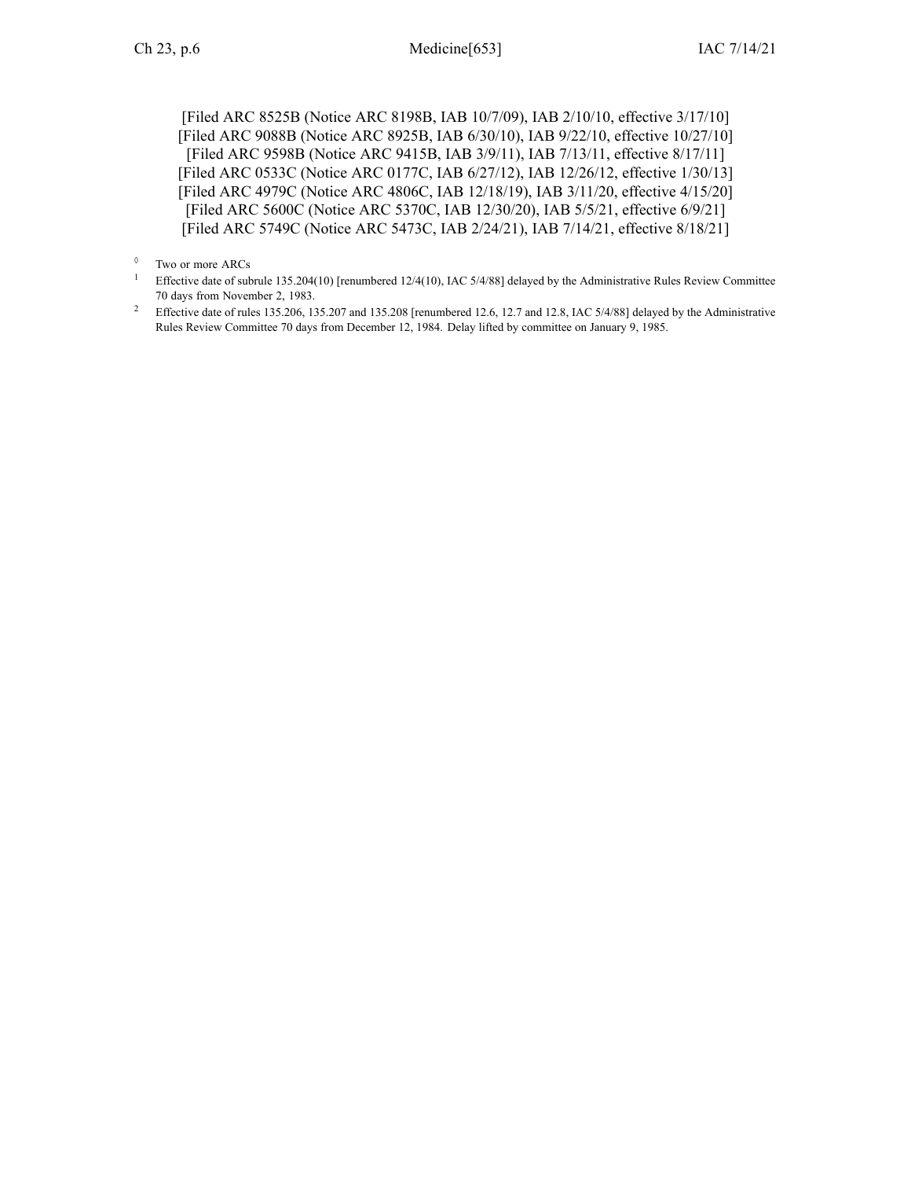[Filed ARC 8525B (Notice ARC 8198B, IAB 10/7/09), IAB 2/10/10, effective 3/17/10]
[Filed ARC 9088B (Notice ARC 8925B, IAB 6/30/10), IAB 9/22/10, effective 10/27/10]
[Filed ARC 9598B (Notice ARC 9415B, IAB 3/9/11), IAB 7/13/11, effective 8/17/11]
[Filed ARC 0533C (Notice ARC 0177C, IAB 6/27/12), IAB 12/26/12, effective 1/30/13]
[Filed ARC 4979C (Notice ARC 4806C, IAB 12/18/19), IAB 3/11/20, effective 4/15/20]
[Filed ARC 5600C (Notice ARC 5370C, IAB 12/30/20), IAB 5/5/21, effective 6/9/21]
[Filed ARC 5749C (Notice ARC 5473C, IAB 2/24/21), IAB 7/14/21, effective 8/18/21]

◊ Two or more ARCs

[1] Effective date of subrule 135.204(10) [renumbered 12/4(10), IAC 5/4/88] delayed by the Administrative Rules Review Committee 70 days from November 2, 1983.

[2] Effective date of rules 135.206, 135.207 and 135.208 [renumbered 12.6, 12.7 and 12.8, IAC 5/4/88] delayed by the Administrative Rules Review Committee 70 days from December 12, 1984. Delay lifted by committee on January 9, 1985.